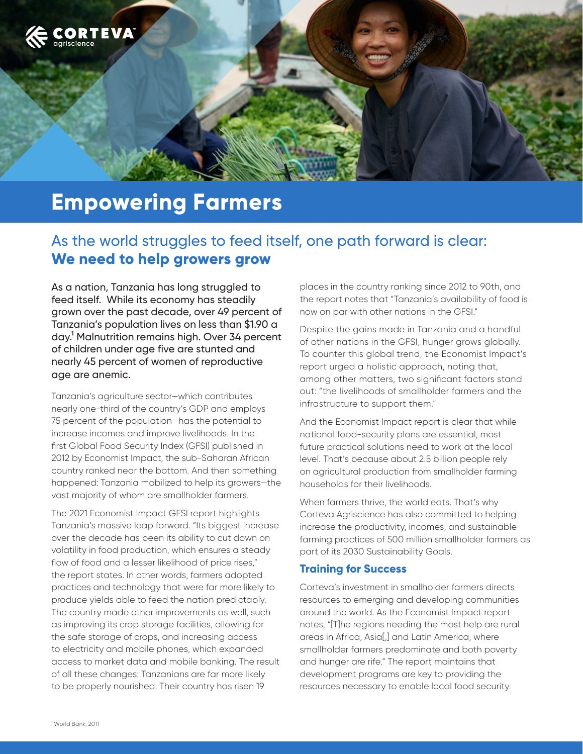# Empowering Farmers

## As the world struggles to feed itself, one path forward is clear: **We need to help growers grow**

As a nation, Tanzania has long struggled to feed itself. While its economy has steadily grown over the past decade, over 49 percent of Tanzania's population lives on less than $1.90 a day.[1] Malnutrition remains high. Over 34 percent of children under age five are stunted and nearly 45 percent of women of reproductive age are anemic.

Tanzania's agriculture sector—which contributes nearly one-third of the country's GDP and employs 75 percent of the population—has the potential to increase incomes and improve livelihoods. In the first Global Food Security Index (GFSI) published in 2012 by Economist Impact, the sub-Saharan African country ranked near the bottom. And then something happened: Tanzania mobilized to help its growers—the vast majority of whom are smallholder farmers.

The 2021 Economist Impact GFSI report highlights Tanzania's massive leap forward. "Its biggest increase over the decade has been its ability to cut down on volatility in food production, which ensures a steady flow of food and a lesser likelihood of price rises," the report states. In other words, farmers adopted practices and technology that were far more likely to produce yields able to feed the nation predictably. The country made other improvements as well, such as improving its crop storage facilities, allowing for the safe storage of crops, and increasing access to electricity and mobile phones, which expanded access to market data and mobile banking. The result of all these changes: Tanzanians are far more likely to be properly nourished. Their country has risen 19 places in the country ranking since 2012 to 90th, and the report notes that "Tanzania's availability of food is now on par with other nations in the GFSI."

Despite the gains made in Tanzania and a handful of other nations in the GFSI, hunger grows globally. To counter this global trend, the Economist Impact's report urged a holistic approach, noting that, among other matters, two significant factors stand out: "the livelihoods of smallholder farmers and the infrastructure to support them."

And the Economist Impact report is clear that while national food-security plans are essential, most future practical solutions need to work at the local level. That's because about 2.5 billion people rely on agricultural production from smallholder farming households for their livelihoods.

When farmers thrive, the world eats. That's why Corteva Agriscience has also committed to helping increase the productivity, incomes, and sustainable farming practices of 500 million smallholder farmers as part of its 2030 Sustainability Goals.

### Training for Success

Corteva's investment in smallholder farmers directs resources to emerging and developing communities around the world. As the Economist Impact report notes, "[T]he regions needing the most help are rural areas in Africa, Asia[,] and Latin America, where smallholder farmers predominate and both poverty and hunger are rife." The report maintains that development programs are key to providing the resources necessary to enable local food security.

[1] World Bank, 2011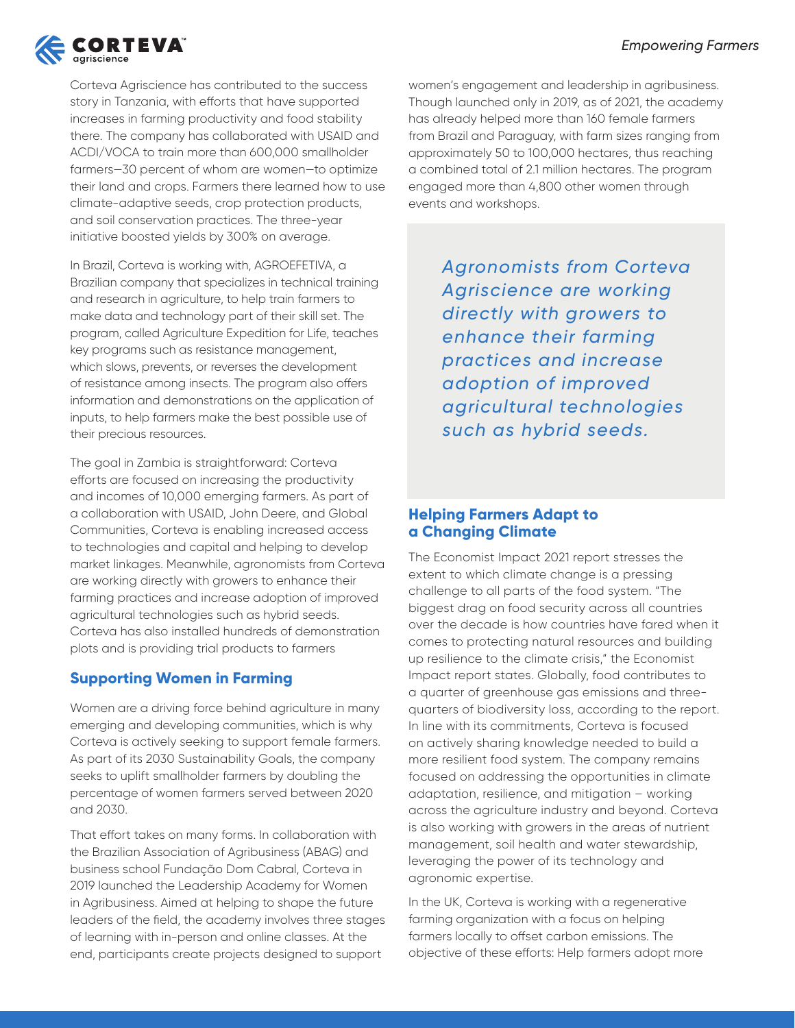Corteva Agriscience has contributed to the success story in Tanzania, with efforts that have supported increases in farming productivity and food stability there. The company has collaborated with USAID and ACDI/VOCA to train more than 600,000 smallholder farmers—30 percent of whom are women—to optimize their land and crops. Farmers there learned how to use climate-adaptive seeds, crop protection products, and soil conservation practices. The three-year initiative boosted yields by 300% on average.

In Brazil, Corteva is working with, AGROEFETIVA, a Brazilian company that specializes in technical training and research in agriculture, to help train farmers to make data and technology part of their skill set. The program, called Agriculture Expedition for Life, teaches key programs such as resistance management, which slows, prevents, or reverses the development of resistance among insects. The program also offers information and demonstrations on the application of inputs, to help farmers make the best possible use of their precious resources.

The goal in Zambia is straightforward: Corteva efforts are focused on increasing the productivity and incomes of 10,000 emerging farmers. As part of a collaboration with USAID, John Deere, and Global Communities, Corteva is enabling increased access to technologies and capital and helping to develop market linkages. Meanwhile, agronomists from Corteva are working directly with growers to enhance their farming practices and increase adoption of improved agricultural technologies such as hybrid seeds. Corteva has also installed hundreds of demonstration plots and is providing trial products to farmers

## Supporting Women in Farming

Women are a driving force behind agriculture in many emerging and developing communities, which is why Corteva is actively seeking to support female farmers. As part of its 2030 Sustainability Goals, the company seeks to uplift smallholder farmers by doubling the percentage of women farmers served between 2020 and 2030.

That effort takes on many forms. In collaboration with the Brazilian Association of Agribusiness (ABAG) and business school Fundação Dom Cabral, Corteva in 2019 launched the Leadership Academy for Women in Agribusiness. Aimed at helping to shape the future leaders of the field, the academy involves three stages of learning with in-person and online classes. At the end, participants create projects designed to support women's engagement and leadership in agribusiness. Though launched only in 2019, as of 2021, the academy has already helped more than 160 female farmers from Brazil and Paraguay, with farm sizes ranging from approximately 50 to 100,000 hectares, thus reaching a combined total of 2.1 million hectares. The program engaged more than 4,800 other women through events and workshops.

> *Agronomists from Corteva Agriscience are working directly with growers to enhance their farming practices and increase adoption of improved agricultural technologies such as hybrid seeds.*

## Helping Farmers Adapt to a Changing Climate

The Economist Impact 2021 report stresses the extent to which climate change is a pressing challenge to all parts of the food system. "The biggest drag on food security across all countries over the decade is how countries have fared when it comes to protecting natural resources and building up resilience to the climate crisis," the Economist Impact report states. Globally, food contributes to a quarter of greenhouse gas emissions and three-quarters of biodiversity loss, according to the report. In line with its commitments, Corteva is focused on actively sharing knowledge needed to build a more resilient food system. The company remains focused on addressing the opportunities in climate adaptation, resilience, and mitigation – working across the agriculture industry and beyond. Corteva is also working with growers in the areas of nutrient management, soil health and water stewardship, leveraging the power of its technology and agronomic expertise.

In the UK, Corteva is working with a regenerative farming organization with a focus on helping farmers locally to offset carbon emissions. The objective of these efforts: Help farmers adopt more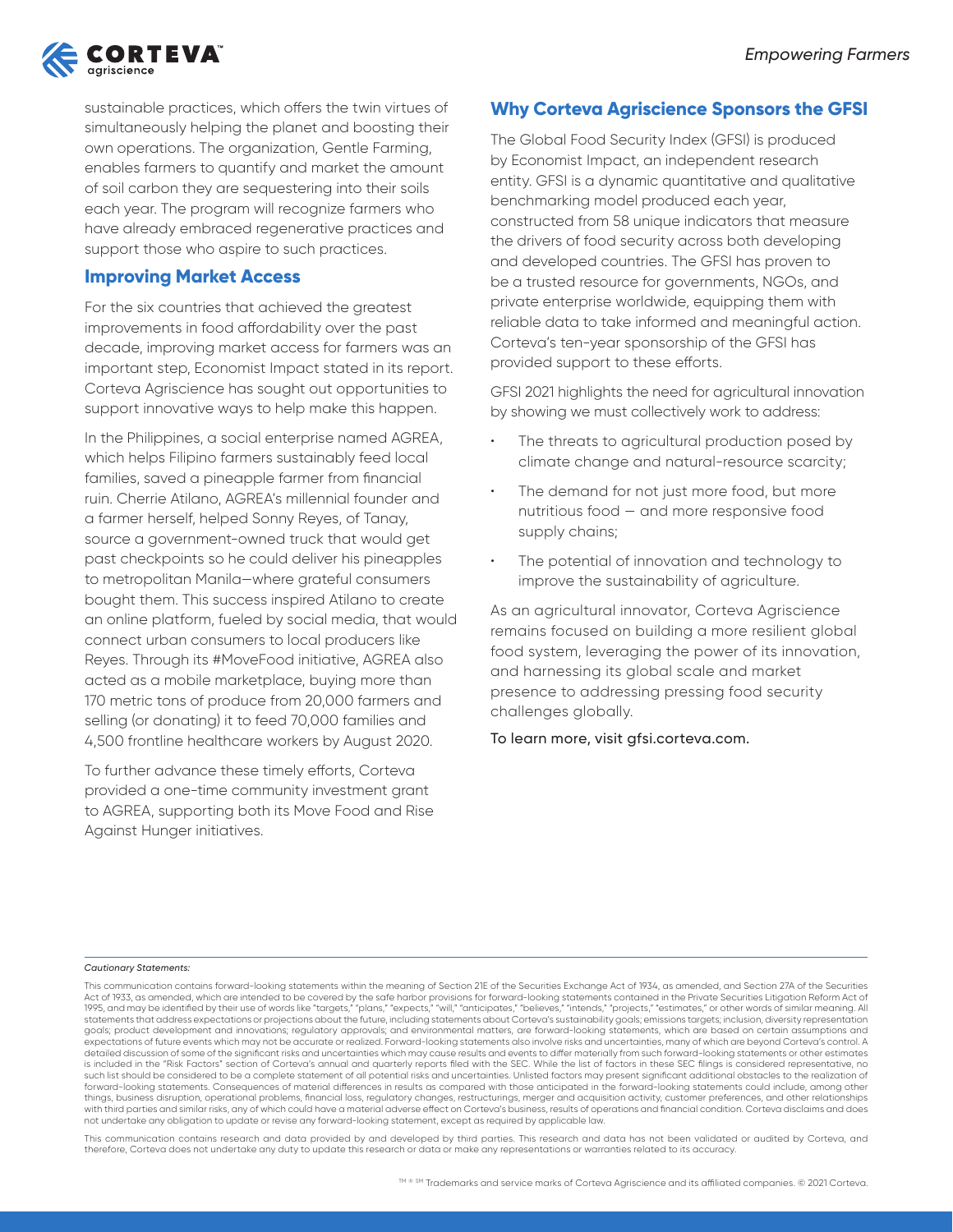sustainable practices, which offers the twin virtues of simultaneously helping the planet and boosting their own operations. The organization, Gentle Farming, enables farmers to quantify and market the amount of soil carbon they are sequestering into their soils each year. The program will recognize farmers who have already embraced regenerative practices and support those who aspire to such practices.

## Improving Market Access

For the six countries that achieved the greatest improvements in food affordability over the past decade, improving market access for farmers was an important step, Economist Impact stated in its report. Corteva Agriscience has sought out opportunities to support innovative ways to help make this happen.

In the Philippines, a social enterprise named AGREA, which helps Filipino farmers sustainably feed local families, saved a pineapple farmer from financial ruin. Cherrie Atilano, AGREA's millennial founder and a farmer herself, helped Sonny Reyes, of Tanay, source a government-owned truck that would get past checkpoints so he could deliver his pineapples to metropolitan Manila—where grateful consumers bought them. This success inspired Atilano to create an online platform, fueled by social media, that would connect urban consumers to local producers like Reyes. Through its #MoveFood initiative, AGREA also acted as a mobile marketplace, buying more than 170 metric tons of produce from 20,000 farmers and selling (or donating) it to feed 70,000 families and 4,500 frontline healthcare workers by August 2020.

To further advance these timely efforts, Corteva provided a one-time community investment grant to AGREA, supporting both its Move Food and Rise Against Hunger initiatives.

## Why Corteva Agriscience Sponsors the GFSI

The Global Food Security Index (GFSI) is produced by Economist Impact, an independent research entity. GFSI is a dynamic quantitative and qualitative benchmarking model produced each year, constructed from 58 unique indicators that measure the drivers of food security across both developing and developed countries. The GFSI has proven to be a trusted resource for governments, NGOs, and private enterprise worldwide, equipping them with reliable data to take informed and meaningful action. Corteva's ten-year sponsorship of the GFSI has provided support to these efforts.

GFSI 2021 highlights the need for agricultural innovation by showing we must collectively work to address:

- The threats to agricultural production posed by climate change and natural-resource scarcity;
- The demand for not just more food, but more nutritious food — and more responsive food supply chains;
- The potential of innovation and technology to improve the sustainability of agriculture.

As an agricultural innovator, Corteva Agriscience remains focused on building a more resilient global food system, leveraging the power of its innovation, and harnessing its global scale and market presence to addressing pressing food security challenges globally.

To learn more, visit gfsi.corteva.com.

*Cautionary Statements:*

This communication contains forward-looking statements within the meaning of Section 21E of the Securities Exchange Act of 1934, as amended, and Section 27A of the Securities Act of 1933, as amended, which are intended to be covered by the safe harbor provisions for forward-looking statements contained in the Private Securities Litigation Reform Act of 1995, and may be identified by their use of words like "targets," "plans," "expects," "will," "anticipates," "believes," "intends," "projects," "estimates," or other words of similar meaning. All statements that address expectations or projections about the future, including statements about Corteva's sustainability goals; emissions targets; inclusion, diversity representation goals; product development and innovations; regulatory approvals; and environmental matters, are forward-looking statements, which are based on certain assumptions and expectations of future events which may not be accurate or realized. Forward-looking statements also involve risks and uncertainties, many of which are beyond Corteva's control. A detailed discussion of some of the significant risks and uncertainties which may cause results and events to differ materially from such forward-looking statements or other estimates is included in the "Risk Factors" section of Corteva's annual and quarterly reports filed with the SEC. While the list of factors in these SEC filings is considered representative, no such list should be considered to be a complete statement of all potential risks and uncertainties. Unlisted factors may present significant additional obstacles to the realization of forward-looking statements. Consequences of material differences in results as compared with those anticipated in the forward-looking statements could include, among other things, business disruption, operational problems, financial loss, regulatory changes, restructurings, merger and acquisition activity, customer preferences, and other relationships with third parties and similar risks, any of which could have a material adverse effect on Corteva's business, results of operations and financial condition. Corteva disclaims and does not undertake any obligation to update or revise any forward-looking statement, except as required by applicable law.

This communication contains research and data provided by and developed by third parties. This research and data has not been validated or audited by Corteva, and therefore, Corteva does not undertake any duty to update this research or data or make any representations or warranties related to its accuracy.

™ ® ℠ Trademarks and service marks of Corteva Agriscience and its affiliated companies. © 2021 Corteva.